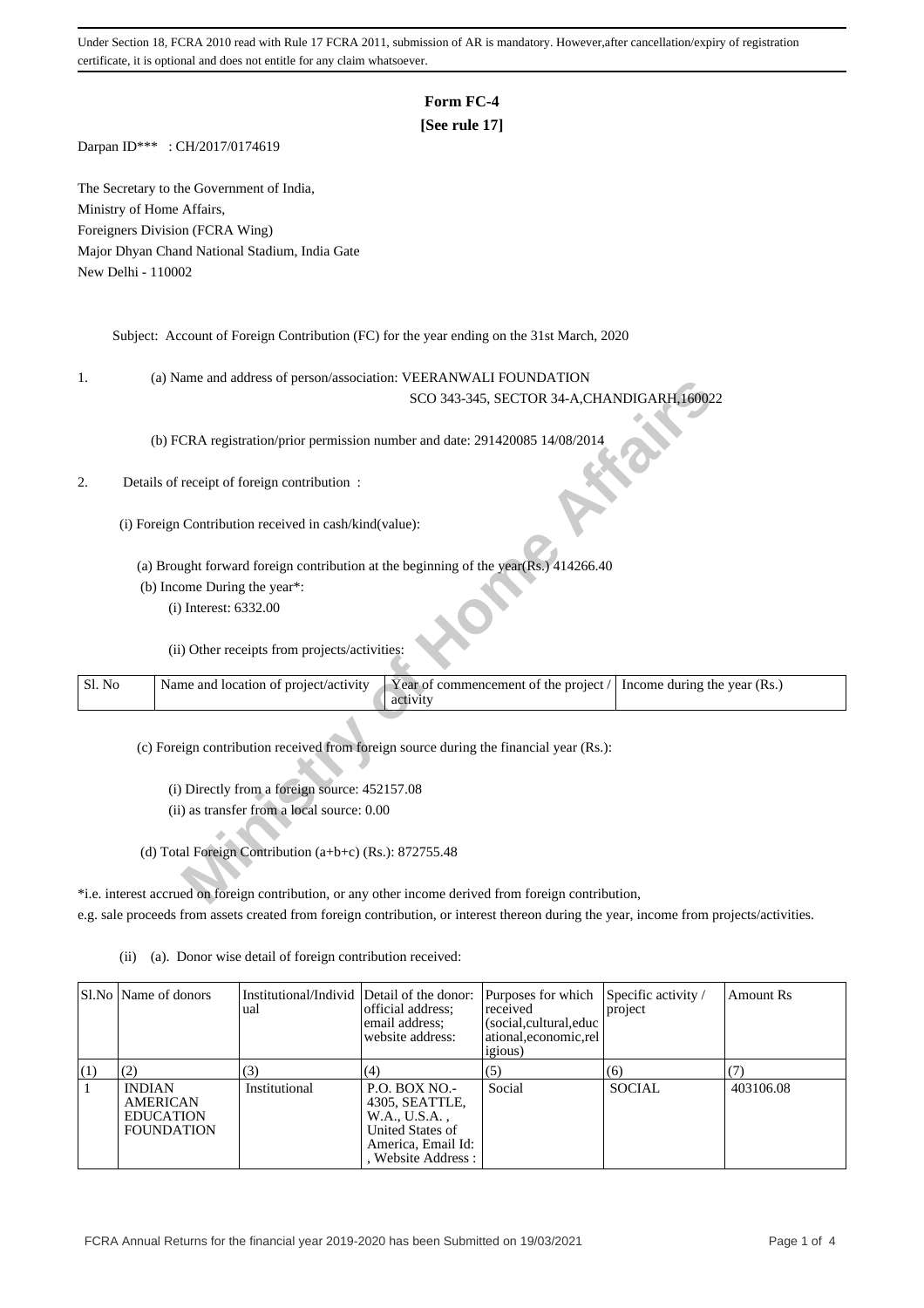Under Section 18, FCRA 2010 read with Rule 17 FCRA 2011, submission of AR is mandatory. However,after cancellation/expiry of registration certificate, it is optional and does not entitle for any claim whatsoever.

# Form FC-4

**[See rule 17]**

Darpan ID*** : CH/2017/0174619

The Secretary to the Government of India,
Ministry of Home Affairs,
Foreigners Division (FCRA Wing)
Major Dhyan Chand National Stadium, India Gate
New Delhi - 110002

Subject: Account of Foreign Contribution (FC) for the year ending on the 31st March, 2020

1. (a) Name and address of person/association: VEERANWALI FOUNDATION
SCO 343-345, SECTOR 34-A,CHANDIGARH,160022

(b) FCRA registration/prior permission number and date: 291420085 14/08/2014

2. Details of receipt of foreign contribution :

(i) Foreign Contribution received in cash/kind(value):

(a) Brought forward foreign contribution at the beginning of the year(Rs.) 414266.40

(b) Income During the year*:

(i) Interest: 6332.00

(ii) Other receipts from projects/activities:

| Sl. No | Name and location of project/activity | Year of commencement of the project / activity | Income during the year (Rs.) |
|---|---|---|---|

(c) Foreign contribution received from foreign source during the financial year (Rs.):

(i) Directly from a foreign source: 452157.08

(ii) as transfer from a local source: 0.00

(d) Total Foreign Contribution (a+b+c) (Rs.): 872755.48

*i.e. interest accrued on foreign contribution, or any other income derived from foreign contribution, e.g. sale proceeds from assets created from foreign contribution, or interest thereon during the year, income from projects/activities.

(ii) (a). Donor wise detail of foreign contribution received:

| Sl.No | Name of donors | Institutional/Individual | Detail of the donor: official address; email address; website address: | Purposes for which received (social,cultural,educational,economic,religious) | Specific activity / project | Amount Rs |
|---|---|---|---|---|---|---|
| (1) | (2) | (3) | (4) | (5) | (6) | (7) |
| 1 | INDIAN AMERICAN EDUCATION FOUNDATION | Institutional | P.O. BOX NO.- 4305, SEATTLE, W.A., U.S.A. , United States of America, Email Id: , Website Address : | Social | SOCIAL | 403106.08 |

FCRA Annual Returns for the financial year 2019-2020 has been Submitted on 19/03/2021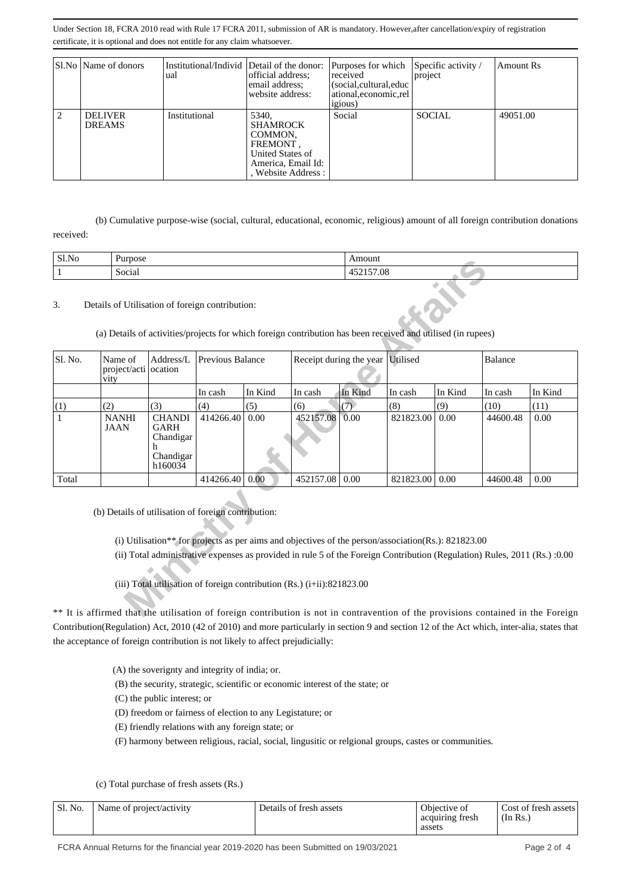Under Section 18, FCRA 2010 read with Rule 17 FCRA 2011, submission of AR is mandatory. However,after cancellation/expiry of registration certificate, it is optional and does not entitle for any claim whatsoever.

| Sl.No | Name of donors | Institutional/Individual | Detail of the donor: official address; email address; website address: | Purposes for which received (social,cultural,educational,economic,religious) | Specific activity / project | Amount Rs |
|---|---|---|---|---|---|---|
| 2 | DELIVER DREAMS | Institutional | 5340, SHAMROCK COMMON, FREMONT , United States of America, Email Id: , Website Address : | Social | SOCIAL | 49051.00 |

(b) Cumulative purpose-wise (social, cultural, educational, economic, religious) amount of all foreign contribution donations received:

| Sl.No | Purpose | Amount |
|---|---|---|
| 1 | Social | 452157.08 |

3. Details of Utilisation of foreign contribution:

(a) Details of activities/projects for which foreign contribution has been received and utilised (in rupees)

| Sl. No. | Name of project/activity | Address/Location | Previous Balance | | Receipt during the year | | Utilised | | Balance | |
|---|---|---|---|---|---|---|---|---|---|---|
| | | | In cash | In Kind | In cash | In Kind | In cash | In Kind | In cash | In Kind |
| (1) | (2) | (3) | (4) | (5) | (6) | (7) | (8) | (9) | (10) | (11) |
| 1 | NANHI JAAN | CHANDIGARH Chandigarh Chandigarh160034 | 414266.40 | 0.00 | 452157.08 | 0.00 | 821823.00 | 0.00 | 44600.48 | 0.00 |
| Total | | | 414266.40 | 0.00 | 452157.08 | 0.00 | 821823.00 | 0.00 | 44600.48 | 0.00 |

(b) Details of utilisation of foreign contribution:

(i) Utilisation** for projects as per aims and objectives of the person/association(Rs.): 821823.00

(ii) Total administrative expenses as provided in rule 5 of the Foreign Contribution (Regulation) Rules, 2011 (Rs.) :0.00

(iii) Total utilisation of foreign contribution (Rs.) (i+ii):821823.00

** It is affirmed that the utilisation of foreign contribution is not in contravention of the provisions contained in the Foreign Contribution(Regulation) Act, 2010 (42 of 2010) and more particularly in section 9 and section 12 of the Act which, inter-alia, states that the acceptance of foreign contribution is not likely to affect prejudicially:

(A) the soverignty and integrity of india; or.

(B) the security, strategic, scientific or economic interest of the state; or

(C) the public interest; or

(D) freedom or fairness of election to any Legistature; or

(E) friendly relations with any foreign state; or

(F) harmony between religious, racial, social, lingusitic or relgional groups, castes or communities.

(c) Total purchase of fresh assets (Rs.)

| Sl. No. | Name of project/activity | Details of fresh assets | Objective of acquiring fresh assets | Cost of fresh assets (In Rs.) |
|---|---|---|---|---|

FCRA Annual Returns for the financial year 2019-2020 has been Submitted on 19/03/2021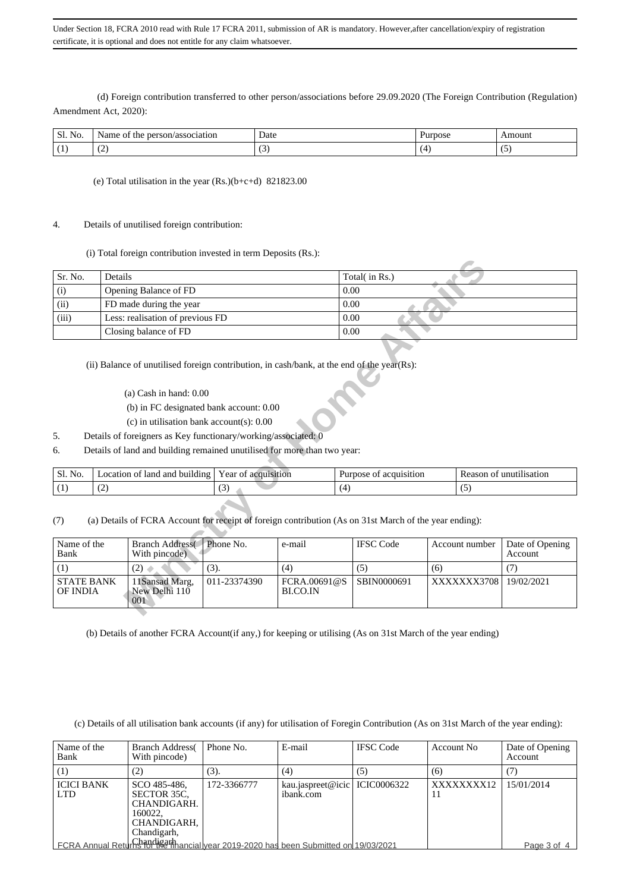(d) Foreign contribution transferred to other person/associations before 29.09.2020 (The Foreign Contribution (Regulation) Amendment Act, 2020):

| Sl. No. | Name of the person/association | Date | Purpose | Amount |
|---|---|---|---|---|
| (1) | (2) | (3) | (4) | (5) |

(e) Total utilisation in the year (Rs.)(b+c+d) 821823.00

4. Details of unutilised foreign contribution:

(i) Total foreign contribution invested in term Deposits (Rs.):

| Sr. No. | Details | Total( in Rs.) |
|---|---|---|
| (i) | Opening Balance of FD | 0.00 |
| (ii) | FD made during the year | 0.00 |
| (iii) | Less: realisation of previous FD | 0.00 |
| | Closing balance of FD | 0.00 |

(ii) Balance of unutilised foreign contribution, in cash/bank, at the end of the year(Rs):

(a) Cash in hand: 0.00

(b) in FC designated bank account: 0.00

(c) in utilisation bank account(s): 0.00

5. Details of foreigners as Key functionary/working/associated: 0

6. Details of land and building remained unutilised for more than two year:

| Sl. No. | Location of land and building | Year of acquisition | Purpose of acquisition | Reason of unutilisation |
|---|---|---|---|---|
| (1) | (2) | (3) | (4) | (5) |

(7) (a) Details of FCRA Account for receipt of foreign contribution (As on 31st March of the year ending):

| Name of the Bank | Branch Address( With pincode) | Phone No. | e-mail | IFSC Code | Account number | Date of Opening Account |
|---|---|---|---|---|---|---|
| (1) | (2) | (3). | (4) | (5) | (6) | (7) |
| STATE BANK OF INDIA | 11Sansad Marg, New Delhi 110 001 | 011-23374390 | FCRA.00691@SBI.CO.IN | SBIN0000691 | XXXXXXX3708 | 19/02/2021 |

(b) Details of another FCRA Account(if any,) for keeping or utilising (As on 31st March of the year ending)

(c) Details of all utilisation bank accounts (if any) for utilisation of Foregin Contribution (As on 31st March of the year ending):

| Name of the Bank | Branch Address( With pincode) | Phone No. | E-mail | IFSC Code | Account No | Date of Opening Account |
|---|---|---|---|---|---|---|
| (1) | (2) | (3). | (4) | (5) | (6) | (7) |
| ICICI BANK LTD | SCO 485-486, SECTOR 35C, CHANDIGARH. 160022, CHANDIGARH, Chandigarh, Chandigarh | 172-3366777 | kau.jaspreet@icicibank.com | ICIC0006322 | XXXXXXXX1211 | 15/01/2014 |

FCRA Annual Returns for the financial year 2019-2020 has been Submitted on 19/03/2021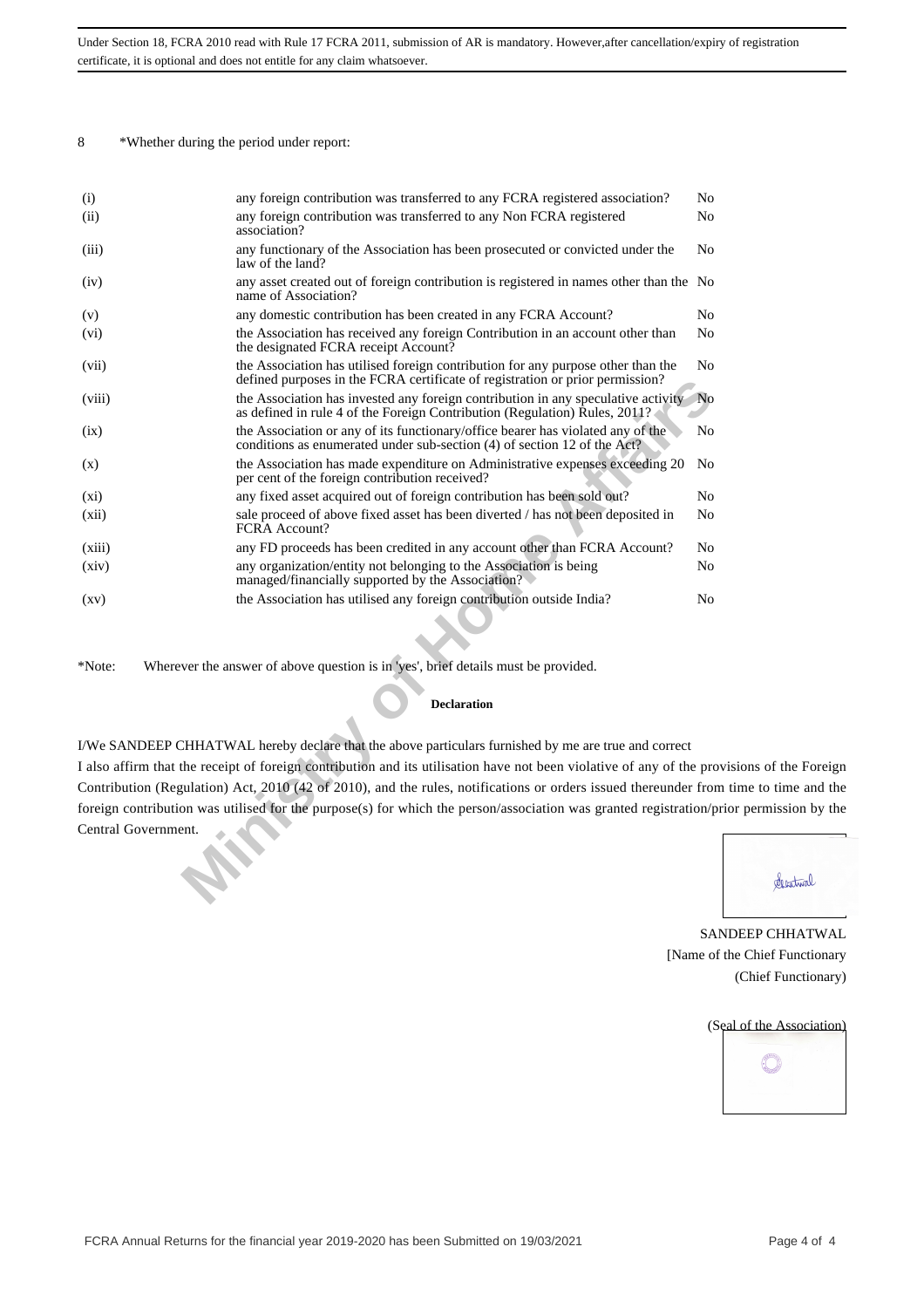Under Section 18, FCRA 2010 read with Rule 17 FCRA 2011, submission of AR is mandatory. However,after cancellation/expiry of registration certificate, it is optional and does not entitle for any claim whatsoever.

8 *Whether during the period under report:

| | | |
|---|---|---|
| (i) | any foreign contribution was transferred to any FCRA registered association? | No |
| (ii) | any foreign contribution was transferred to any Non FCRA registered association? | No |
| (iii) | any functionary of the Association has been prosecuted or convicted under the law of the land? | No |
| (iv) | any asset created out of foreign contribution is registered in names other than the name of Association? | No |
| (v) | any domestic contribution has been created in any FCRA Account? | No |
| (vi) | the Association has received any foreign Contribution in an account other than the designated FCRA receipt Account? | No |
| (vii) | the Association has utilised foreign contribution for any purpose other than the defined purposes in the FCRA certificate of registration or prior permission? | No |
| (viii) | the Association has invested any foreign contribution in any speculative activity as defined in rule 4 of the Foreign Contribution (Regulation) Rules, 2011? | No |
| (ix) | the Association or any of its functionary/office bearer has violated any of the conditions as enumerated under sub-section (4) of section 12 of the Act? | No |
| (x) | the Association has made expenditure on Administrative expenses exceeding 20 per cent of the foreign contribution received? | No |
| (xi) | any fixed asset acquired out of foreign contribution has been sold out? | No |
| (xii) | sale proceed of above fixed asset has been diverted / has not been deposited in FCRA Account? | No |
| (xiii) | any FD proceeds has been credited in any account other than FCRA Account? | No |
| (xiv) | any organization/entity not belonging to the Association is being managed/financially supported by the Association? | No |
| (xv) | the Association has utilised any foreign contribution outside India? | No |

*Note: Wherever the answer of above question is in 'yes', brief details must be provided.

**Declaration**

I/We SANDEEP CHHATWAL hereby declare that the above particulars furnished by me are true and correct

I also affirm that the receipt of foreign contribution and its utilisation have not been violative of any of the provisions of the Foreign Contribution (Regulation) Act, 2010 (42 of 2010), and the rules, notifications or orders issued thereunder from time to time and the foreign contribution was utilised for the purpose(s) for which the person/association was granted registration/prior permission by the Central Government.

SANDEEP CHHATWAL
[Name of the Chief Functionary
(Chief Functionary)

(Seal of the Association)

FCRA Annual Returns for the financial year 2019-2020 has been Submitted on 19/03/2021